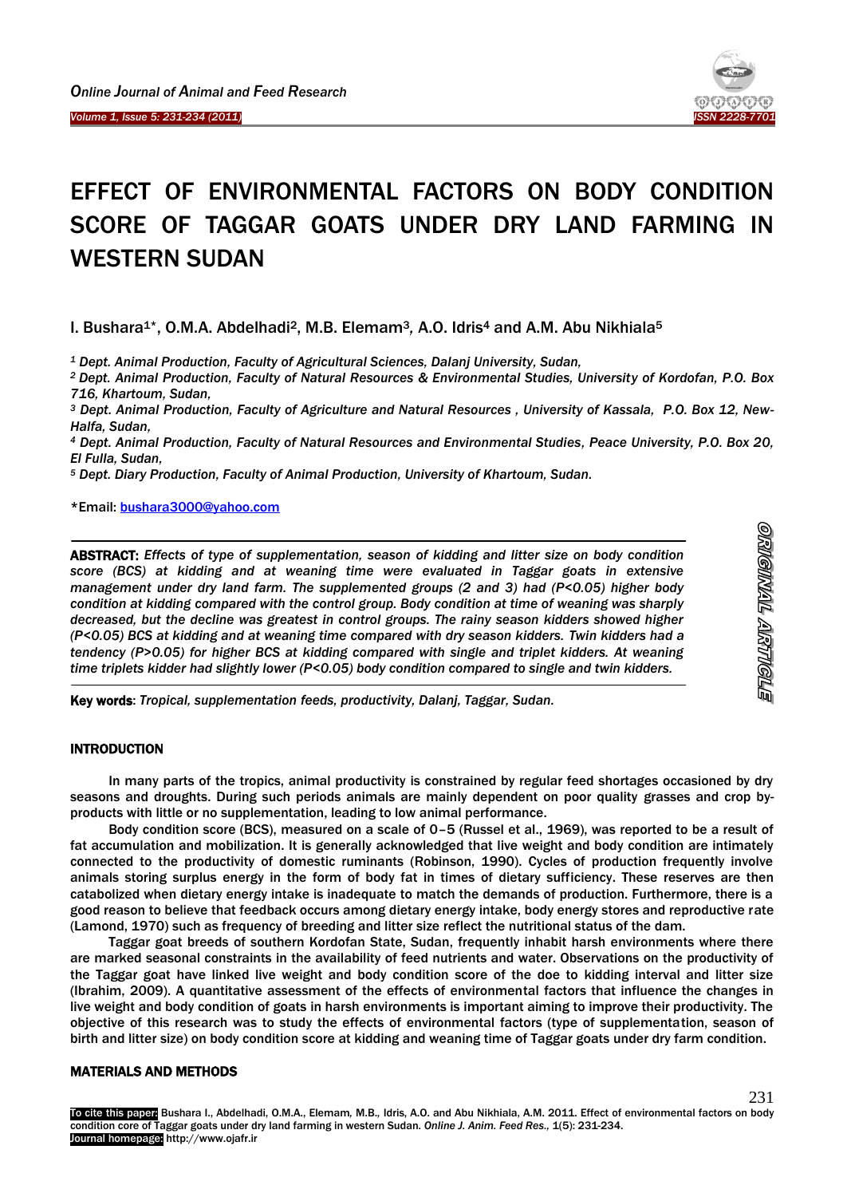# EFFECT OF ENVIRONMENTAL FACTORS ON BODY CONDITION SCORE OF TAGGAR GOATS UNDER DRY LAND FARMING IN WESTERN SUDAN

I. Bushara[1]*, O.M.A. Abdelhadi[2], M.B. Elemam[3], A.O. Idris[4] and A.M. Abu Nikhiala[5]

*[1] Dept. Animal Production, Faculty of Agricultural Sciences, Dalanj University, Sudan,*

*[2] Dept. Animal Production, Faculty of Natural Resources & Environmental Studies, University of Kordofan, P.O. Box 716, Khartoum, Sudan,*

*[3] Dept. Animal Production, Faculty of Agriculture and Natural Resources , University of Kassala, P.O. Box 12, New-Halfa, Sudan,*

*[4] Dept. Animal Production, Faculty of Natural Resources and Environmental Studies, Peace University, P.O. Box 20, El Fulla, Sudan,*

*[5] Dept. Diary Production, Faculty of Animal Production, University of Khartoum, Sudan.*

*Email: bushara3000@yahoo.com

ORIGINAL ARTICLE

**ABSTRACT:** *Effects of type of supplementation, season of kidding and litter size on body condition score (BCS) at kidding and at weaning time were evaluated in Taggar goats in extensive management under dry land farm. The supplemented groups (2 and 3) had (P<0.05) higher body condition at kidding compared with the control group. Body condition at time of weaning was sharply decreased, but the decline was greatest in control groups. The rainy season kidders showed higher (P<0.05) BCS at kidding and at weaning time compared with dry season kidders. Twin kidders had a tendency (P>0.05) for higher BCS at kidding compared with single and triplet kidders. At weaning time triplets kidder had slightly lower (P<0.05) body condition compared to single and twin kidders.*

**Key words**: *Tropical, supplementation feeds, productivity, Dalanj, Taggar, Sudan.*

## INTRODUCTION

In many parts of the tropics, animal productivity is constrained by regular feed shortages occasioned by dry seasons and droughts. During such periods animals are mainly dependent on poor quality grasses and crop by-products with little or no supplementation, leading to low animal performance.

Body condition score (BCS), measured on a scale of 0–5 (Russel et al., 1969), was reported to be a result of fat accumulation and mobilization. It is generally acknowledged that live weight and body condition are intimately connected to the productivity of domestic ruminants (Robinson, 1990). Cycles of production frequently involve animals storing surplus energy in the form of body fat in times of dietary sufficiency. These reserves are then catabolized when dietary energy intake is inadequate to match the demands of production. Furthermore, there is a good reason to believe that feedback occurs among dietary energy intake, body energy stores and reproductive rate (Lamond, 1970) such as frequency of breeding and litter size reflect the nutritional status of the dam.

Taggar goat breeds of southern Kordofan State, Sudan, frequently inhabit harsh environments where there are marked seasonal constraints in the availability of feed nutrients and water. Observations on the productivity of the Taggar goat have linked live weight and body condition score of the doe to kidding interval and litter size (Ibrahim, 2009). A quantitative assessment of the effects of environmental factors that influence the changes in live weight and body condition of goats in harsh environments is important aiming to improve their productivity. The objective of this research was to study the effects of environmental factors (type of supplementation, season of birth and litter size) on body condition score at kidding and weaning time of Taggar goats under dry farm condition.

## MATERIALS AND METHODS

**To cite this paper:** Bushara I., Abdelhadi, O.M.A., Elemam, M.B., Idris, A.O. and Abu Nikhiala, A.M. 2011. Effect of environmental factors on body condition core of Taggar goats under dry land farming in western Sudan. *Online J. Anim. Feed Res.,* 1(5): 231-234.
**Journal homepage:** http://www.ojafr.ir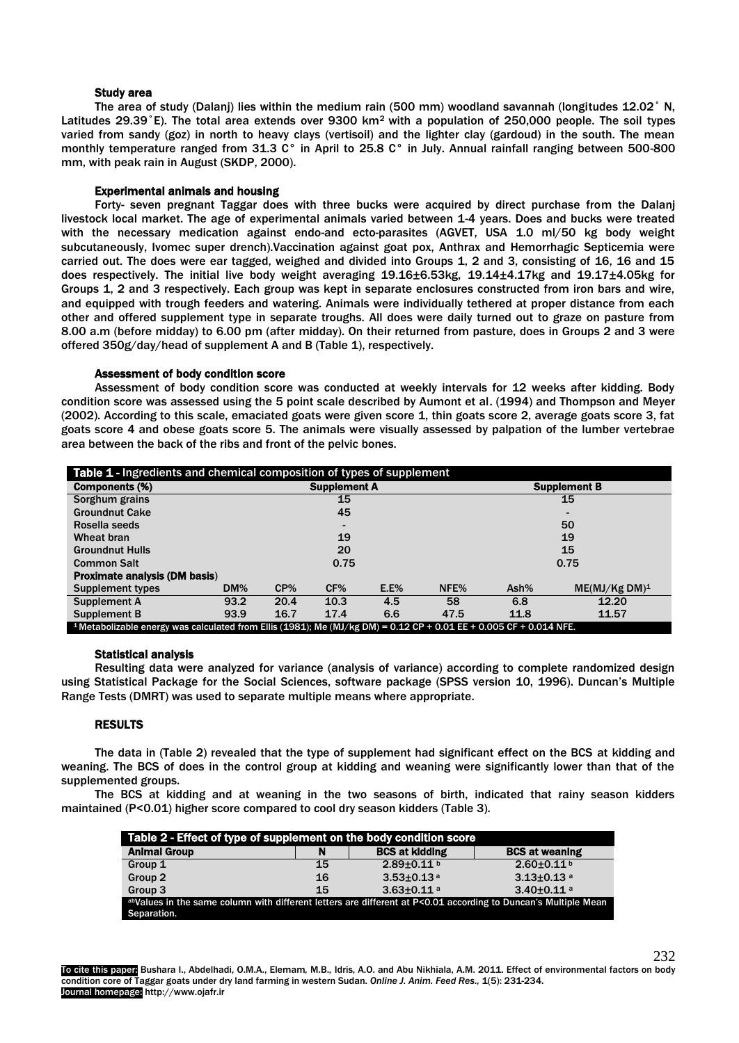### Study area

The area of study (Dalanj) lies within the medium rain (500 mm) woodland savannah (longitudes 12.02˚ N, Latitudes 29.39˚E). The total area extends over 9300 km$^2$ with a population of 250,000 people. The soil types varied from sandy (goz) in north to heavy clays (vertisoil) and the lighter clay (gardoud) in the south. The mean monthly temperature ranged from 31.3 C° in April to 25.8 C° in July. Annual rainfall ranging between 500-800 mm, with peak rain in August (SKDP, 2000).

### Experimental animals and housing

Forty- seven pregnant Taggar does with three bucks were acquired by direct purchase from the Dalanj livestock local market. The age of experimental animals varied between 1-4 years. Does and bucks were treated with the necessary medication against endo-and ecto-parasites (AGVET, USA 1.0 ml/50 kg body weight subcutaneously, Ivomec super drench).Vaccination against goat pox, Anthrax and Hemorrhagic Septicemia were carried out. The does were ear tagged, weighed and divided into Groups 1, 2 and 3, consisting of 16, 16 and 15 does respectively. The initial live body weight averaging 19.16±6.53kg, 19.14±4.17kg and 19.17±4.05kg for Groups 1, 2 and 3 respectively. Each group was kept in separate enclosures constructed from iron bars and wire, and equipped with trough feeders and watering. Animals were individually tethered at proper distance from each other and offered supplement type in separate troughs. All does were daily turned out to graze on pasture from 8.00 a.m (before midday) to 6.00 pm (after midday). On their returned from pasture, does in Groups 2 and 3 were offered 350g/day/head of supplement A and B (Table 1), respectively.

### Assessment of body condition score

Assessment of body condition score was conducted at weekly intervals for 12 weeks after kidding. Body condition score was assessed using the 5 point scale described by Aumont et al. (1994) and Thompson and Meyer (2002). According to this scale, emaciated goats were given score 1, thin goats score 2, average goats score 3, fat goats score 4 and obese goats score 5. The animals were visually assessed by palpation of the lumber vertebrae area between the back of the ribs and front of the pelvic bones.

**Table 1 - Ingredients and chemical composition of types of supplement**

| Components (%) | | | Supplement A | | | | Supplement B |
|---|---|---|---|---|---|---|---|
| Sorghum grains | | | 15 | | | | 15 |
| Groundnut Cake | | | 45 | | | | - |
| Rosella seeds | | | - | | | | 50 |
| Wheat bran | | | 19 | | | | 19 |
| Groundnut Hulls | | | 20 | | | | 15 |
| Common Salt | | | 0.75 | | | | 0.75 |
| **Proximate analysis (DM basis)** | | | | | | | |
| Supplement types | DM% | CP% | CF% | E.E% | NFE% | Ash% | ME(MJ/Kg DM)[1] |
| Supplement A | 93.2 | 20.4 | 10.3 | 4.5 | 58 | 6.8 | 12.20 |
| Supplement B | 93.9 | 16.7 | 17.4 | 6.6 | 47.5 | 11.8 | 11.57 |

[1] Metabolizable energy was calculated from Ellis (1981); Me (MJ/kg DM) = 0.12 CP + 0.01 EE + 0.005 CF + 0.014 NFE.

### Statistical analysis

Resulting data were analyzed for variance (analysis of variance) according to complete randomized design using Statistical Package for the Social Sciences, software package (SPSS version 10, 1996). Duncan's Multiple Range Tests (DMRT) was used to separate multiple means where appropriate.

## RESULTS

The data in (Table 2) revealed that the type of supplement had significant effect on the BCS at kidding and weaning. The BCS of does in the control group at kidding and weaning were significantly lower than that of the supplemented groups.

The BCS at kidding and at weaning in the two seasons of birth, indicated that rainy season kidders maintained ($P<0.01$) higher score compared to cool dry season kidders (Table 3).

**Table 2 - Effect of type of supplement on the body condition score**

| Animal Group | N | BCS at kidding | BCS at weaning |
|---|---|---|---|
| Group 1 | 15 | 2.89±0.11 [b] | 2.60±0.11 [b] |
| Group 2 | 16 | 3.53±0.13 [a] | 3.13±0.13 [a] |
| Group 3 | 15 | 3.63±0.11 [a] | 3.40±0.11 [a] |

[ab] Values in the same column with different letters are different at $P<0.01$ according to Duncan's Multiple Mean Separation.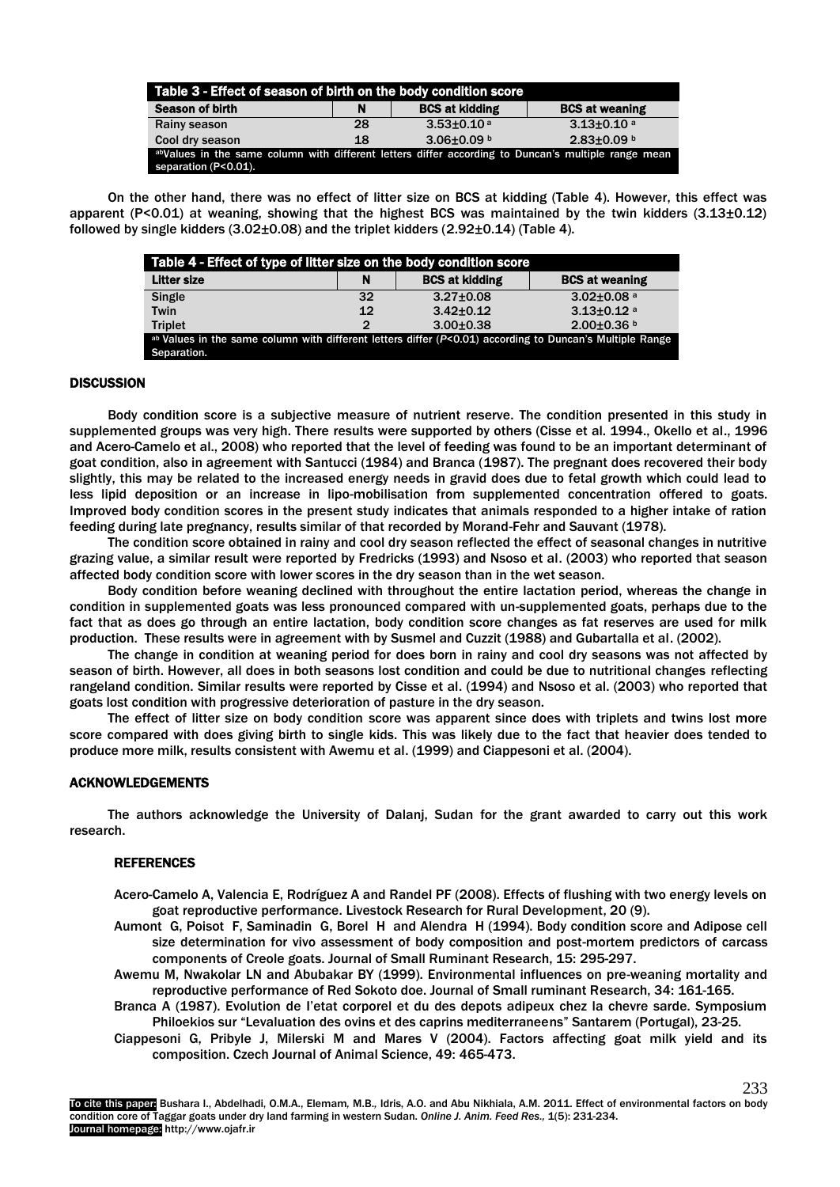**Table 3 - Effect of season of birth on the body condition score**

| Season of birth | N | BCS at kidding | BCS at weaning |
|---|---|---|---|
| Rainy season | 28 | 3.53±0.10 [a] | 3.13±0.10 [a] |
| Cool dry season | 18 | 3.06±0.09 [b] | 2.83±0.09 [b] |

[ab]Values in the same column with different letters differ according to Duncan's multiple range mean separation (P<0.01).

On the other hand, there was no effect of litter size on BCS at kidding (Table 4). However, this effect was apparent (P<0.01) at weaning, showing that the highest BCS was maintained by the twin kidders (3.13±0.12) followed by single kidders (3.02±0.08) and the triplet kidders (2.92±0.14) (Table 4).

**Table 4 - Effect of type of litter size on the body condition score**

| Litter size | N | BCS at kidding | BCS at weaning |
|---|---|---|---|
| Single | 32 | 3.27±0.08 | 3.02±0.08 [a] |
| Twin | 12 | 3.42±0.12 | 3.13±0.12 [a] |
| Triplet | 2 | 3.00±0.38 | 2.00±0.36 [b] |

[ab] Values in the same column with different letters differ (*P*<0.01) according to Duncan's Multiple Range Separation.

## DISCUSSION

Body condition score is a subjective measure of nutrient reserve. The condition presented in this study in supplemented groups was very high. There results were supported by others (Cisse et al. 1994., Okello et al., 1996 and Acero-Camelo et al., 2008) who reported that the level of feeding was found to be an important determinant of goat condition, also in agreement with Santucci (1984) and Branca (1987). The pregnant does recovered their body slightly, this may be related to the increased energy needs in gravid does due to fetal growth which could lead to less lipid deposition or an increase in lipo-mobilisation from supplemented concentration offered to goats. Improved body condition scores in the present study indicates that animals responded to a higher intake of ration feeding during late pregnancy, results similar of that recorded by Morand-Fehr and Sauvant (1978).

The condition score obtained in rainy and cool dry season reflected the effect of seasonal changes in nutritive grazing value, a similar result were reported by Fredricks (1993) and Nsoso et al. (2003) who reported that season affected body condition score with lower scores in the dry season than in the wet season.

Body condition before weaning declined with throughout the entire lactation period, whereas the change in condition in supplemented goats was less pronounced compared with un-supplemented goats, perhaps due to the fact that as does go through an entire lactation, body condition score changes as fat reserves are used for milk production. These results were in agreement with by Susmel and Cuzzit (1988) and Gubartalla et al. (2002).

The change in condition at weaning period for does born in rainy and cool dry seasons was not affected by season of birth. However, all does in both seasons lost condition and could be due to nutritional changes reflecting rangeland condition. Similar results were reported by Cisse et al. (1994) and Nsoso et al. (2003) who reported that goats lost condition with progressive deterioration of pasture in the dry season.

The effect of litter size on body condition score was apparent since does with triplets and twins lost more score compared with does giving birth to single kids. This was likely due to the fact that heavier does tended to produce more milk, results consistent with Awemu et al. (1999) and Ciappesoni et al. (2004).

## ACKNOWLEDGEMENTS

The authors acknowledge the University of Dalanj, Sudan for the grant awarded to carry out this work research.

## REFERENCES

Acero-Camelo A, Valencia E, Rodríguez A and Randel PF (2008). Effects of flushing with two energy levels on goat reproductive performance. Livestock Research for Rural Development, 20 (9).

Aumont G, Poisot F, Saminadin G, Borel H and Alendra H (1994). Body condition score and Adipose cell size determination for vivo assessment of body composition and post-mortem predictors of carcass components of Creole goats. Journal of Small Ruminant Research, 15: 295-297.

Awemu M, Nwakolar LN and Abubakar BY (1999). Environmental influences on pre-weaning mortality and reproductive performance of Red Sokoto doe. Journal of Small ruminant Research, 34: 161-165.

Branca A (1987). Evolution de l'etat corporel et du des depots adipeux chez la chevre sarde. Symposium Philoekios sur "Levaluation des ovins et des caprins mediterraneens" Santarem (Portugal), 23-25.

Ciappesoni G, Pribyle J, Milerski M and Mares V (2004). Factors affecting goat milk yield and its composition. Czech Journal of Animal Science, 49: 465-473.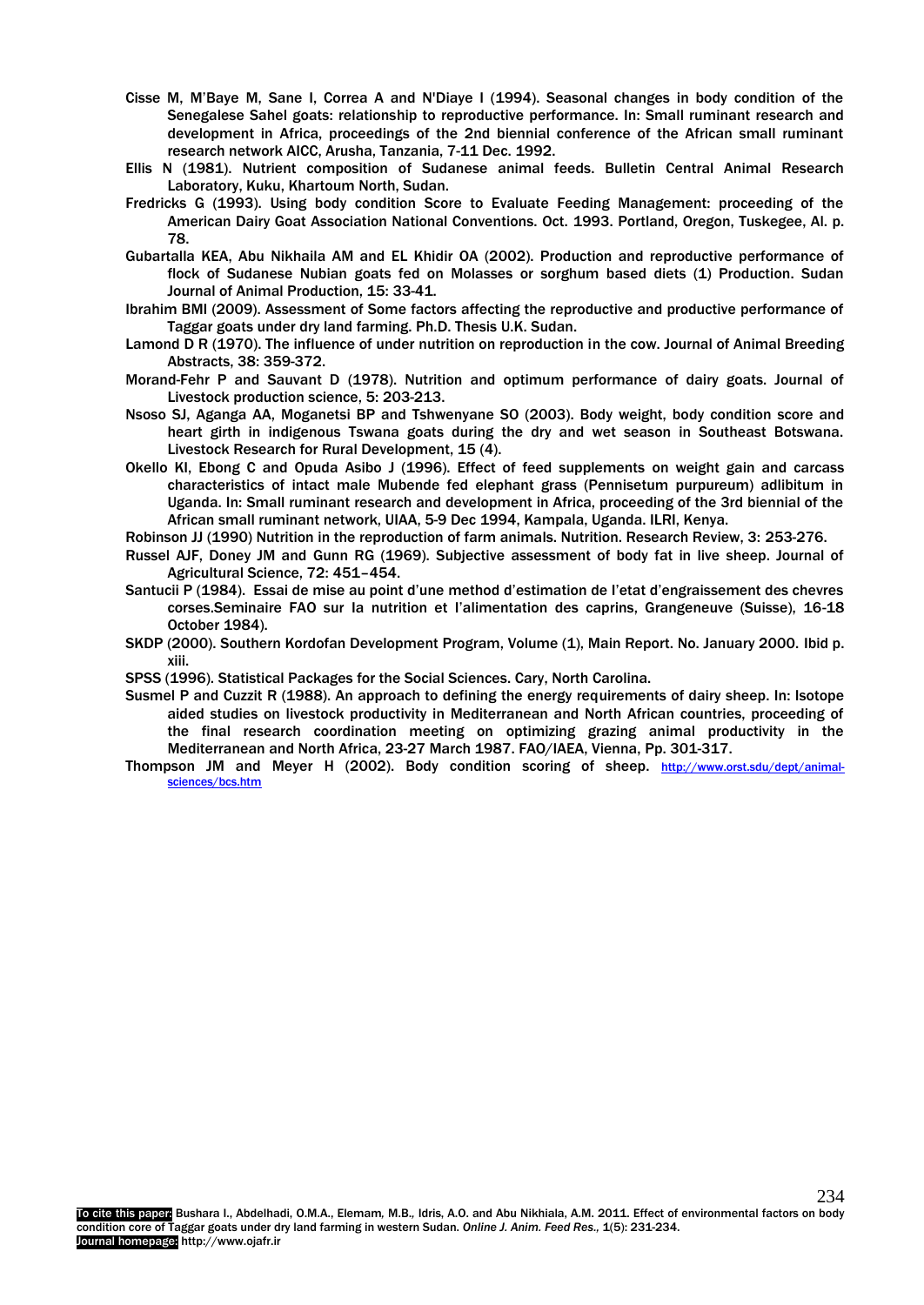Cisse M, M'Baye M, Sane I, Correa A and N'Diaye I (1994). Seasonal changes in body condition of the Senegalese Sahel goats: relationship to reproductive performance. In: Small ruminant research and development in Africa, proceedings of the 2nd biennial conference of the African small ruminant research network AICC, Arusha, Tanzania, 7-11 Dec. 1992.

Ellis N (1981). Nutrient composition of Sudanese animal feeds. Bulletin Central Animal Research Laboratory, Kuku, Khartoum North, Sudan.

Fredricks G (1993). Using body condition Score to Evaluate Feeding Management: proceeding of the American Dairy Goat Association National Conventions. Oct. 1993. Portland, Oregon, Tuskegee, Al. p. 78.

Gubartalla KEA, Abu Nikhaila AM and EL Khidir OA (2002). Production and reproductive performance of flock of Sudanese Nubian goats fed on Molasses or sorghum based diets (1) Production. Sudan Journal of Animal Production, 15: 33-41.

Ibrahim BMI (2009). Assessment of Some factors affecting the reproductive and productive performance of Taggar goats under dry land farming. Ph.D. Thesis U.K. Sudan.

Lamond D R (1970). The influence of under nutrition on reproduction in the cow. Journal of Animal Breeding Abstracts, 38: 359-372.

Morand-Fehr P and Sauvant D (1978). Nutrition and optimum performance of dairy goats. Journal of Livestock production science, 5: 203-213.

Nsoso SJ, Aganga AA, Moganetsi BP and Tshwenyane SO (2003). Body weight, body condition score and heart girth in indigenous Tswana goats during the dry and wet season in Southeast Botswana. Livestock Research for Rural Development, 15 (4).

Okello KI, Ebong C and Opuda Asibo J (1996). Effect of feed supplements on weight gain and carcass characteristics of intact male Mubende fed elephant grass (Pennisetum purpureum) adlibitum in Uganda. In: Small ruminant research and development in Africa, proceeding of the 3rd biennial of the African small ruminant network, UIAA, 5-9 Dec 1994, Kampala, Uganda. ILRI, Kenya.

Robinson JJ (1990) Nutrition in the reproduction of farm animals. Nutrition. Research Review, 3: 253-276.

Russel AJF, Doney JM and Gunn RG (1969). Subjective assessment of body fat in live sheep. Journal of Agricultural Science, 72: 451–454.

Santucii P (1984). Essai de mise au point d'une method d'estimation de l'etat d'engraissement des chevres corses.Seminaire FAO sur la nutrition et l'alimentation des caprins, Grangeneuve (Suisse), 16-18 October 1984).

SKDP (2000). Southern Kordofan Development Program, Volume (1), Main Report. No. January 2000. Ibid p. xiii.

SPSS (1996). Statistical Packages for the Social Sciences. Cary, North Carolina.

Susmel P and Cuzzit R (1988). An approach to defining the energy requirements of dairy sheep. In: Isotope aided studies on livestock productivity in Mediterranean and North African countries, proceeding of the final research coordination meeting on optimizing grazing animal productivity in the Mediterranean and North Africa, 23-27 March 1987. FAO/IAEA, Vienna, Pp. 301-317.

Thompson JM and Meyer H (2002). Body condition scoring of sheep. http://www.orst.sdu/dept/animal-sciences/bcs.htm